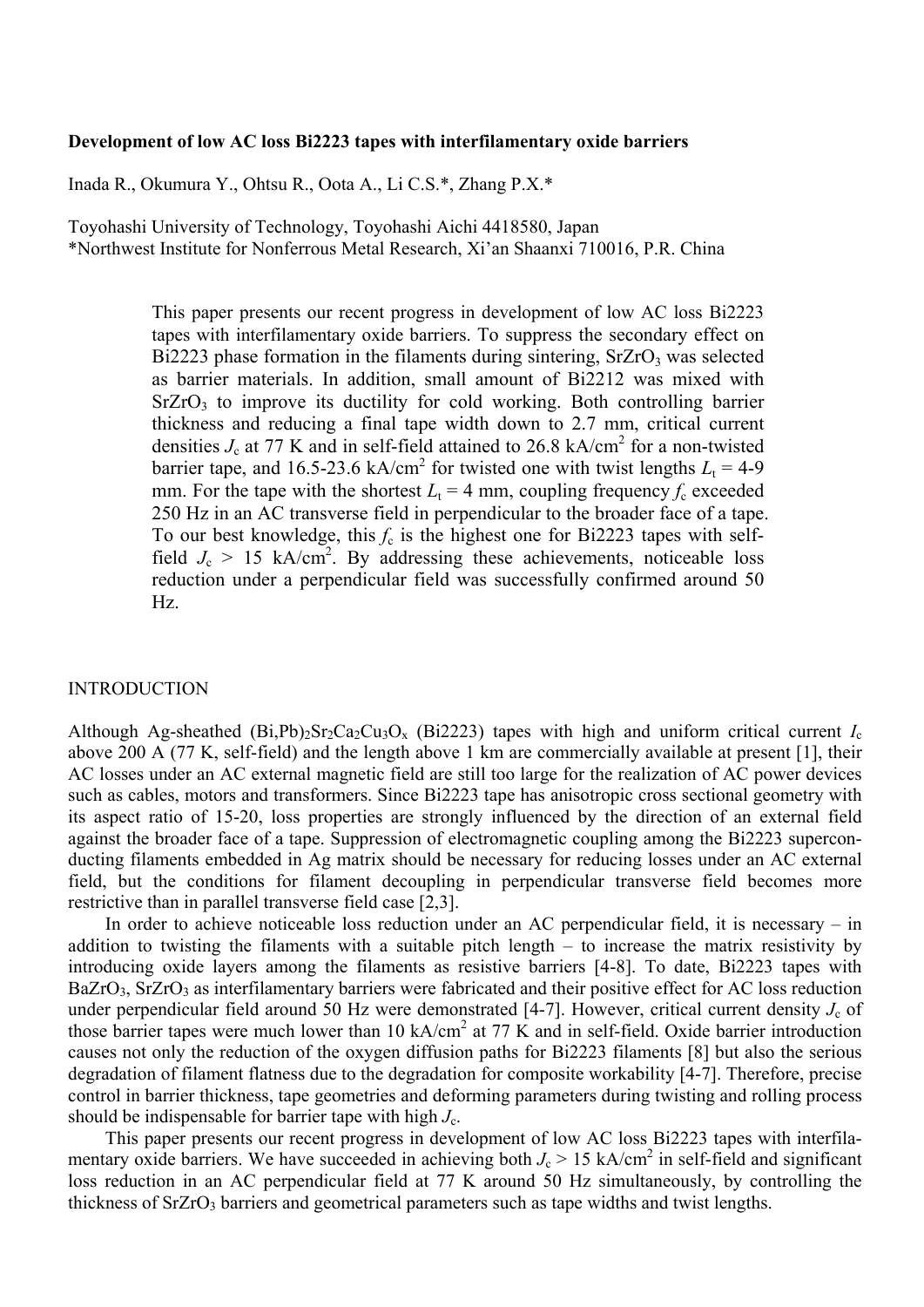**Development of low AC loss Bi2223 tapes with interfilamentary oxide barriers**

Inada R., Okumura Y., Ohtsu R., Oota A., Li C.S.*, Zhang P.X.*

Toyohashi University of Technology, Toyohashi Aichi 4418580, Japan
*Northwest Institute for Nonferrous Metal Research, Xi'an Shaanxi 710016, P.R. China

This paper presents our recent progress in development of low AC loss Bi2223 tapes with interfilamentary oxide barriers. To suppress the secondary effect on Bi2223 phase formation in the filaments during sintering, $SrZrO_3$ was selected as barrier materials. In addition, small amount of Bi2212 was mixed with $SrZrO_3$ to improve its ductility for cold working. Both controlling barrier thickness and reducing a final tape width down to 2.7 mm, critical current densities $J_c$ at 77 K and in self-field attained to 26.8 kA/cm$^2$ for a non-twisted barrier tape, and 16.5-23.6 kA/cm$^2$ for twisted one with twist lengths $L_t$ = 4-9 mm. For the tape with the shortest $L_t$ = 4 mm, coupling frequency $f_c$ exceeded 250 Hz in an AC transverse field in perpendicular to the broader face of a tape. To our best knowledge, this $f_c$ is the highest one for Bi2223 tapes with self-field $J_c$ > 15 kA/cm$^2$. By addressing these achievements, noticeable loss reduction under a perpendicular field was successfully confirmed around 50 Hz.

## INTRODUCTION

Although Ag-sheathed $(Bi,Pb)_2Sr_2Ca_2Cu_3O_x$ (Bi2223) tapes with high and uniform critical current $I_c$ above 200 A (77 K, self-field) and the length above 1 km are commercially available at present [1], their AC losses under an AC external magnetic field are still too large for the realization of AC power devices such as cables, motors and transformers. Since Bi2223 tape has anisotropic cross sectional geometry with its aspect ratio of 15-20, loss properties are strongly influenced by the direction of an external field against the broader face of a tape. Suppression of electromagnetic coupling among the Bi2223 superconducting filaments embedded in Ag matrix should be necessary for reducing losses under an AC external field, but the conditions for filament decoupling in perpendicular transverse field becomes more restrictive than in parallel transverse field case [2,3].

In order to achieve noticeable loss reduction under an AC perpendicular field, it is necessary – in addition to twisting the filaments with a suitable pitch length – to increase the matrix resistivity by introducing oxide layers among the filaments as resistive barriers [4-8]. To date, Bi2223 tapes with $BaZrO_3$, $SrZrO_3$ as interfilamentary barriers were fabricated and their positive effect for AC loss reduction under perpendicular field around 50 Hz were demonstrated [4-7]. However, critical current density $J_c$ of those barrier tapes were much lower than 10 kA/cm$^2$ at 77 K and in self-field. Oxide barrier introduction causes not only the reduction of the oxygen diffusion paths for Bi2223 filaments [8] but also the serious degradation of filament flatness due to the degradation for composite workability [4-7]. Therefore, precise control in barrier thickness, tape geometries and deforming parameters during twisting and rolling process should be indispensable for barrier tape with high $J_c$.

This paper presents our recent progress in development of low AC loss Bi2223 tapes with interfilamentary oxide barriers. We have succeeded in achieving both $J_c$ > 15 kA/cm$^2$ in self-field and significant loss reduction in an AC perpendicular field at 77 K around 50 Hz simultaneously, by controlling the thickness of $SrZrO_3$ barriers and geometrical parameters such as tape widths and twist lengths.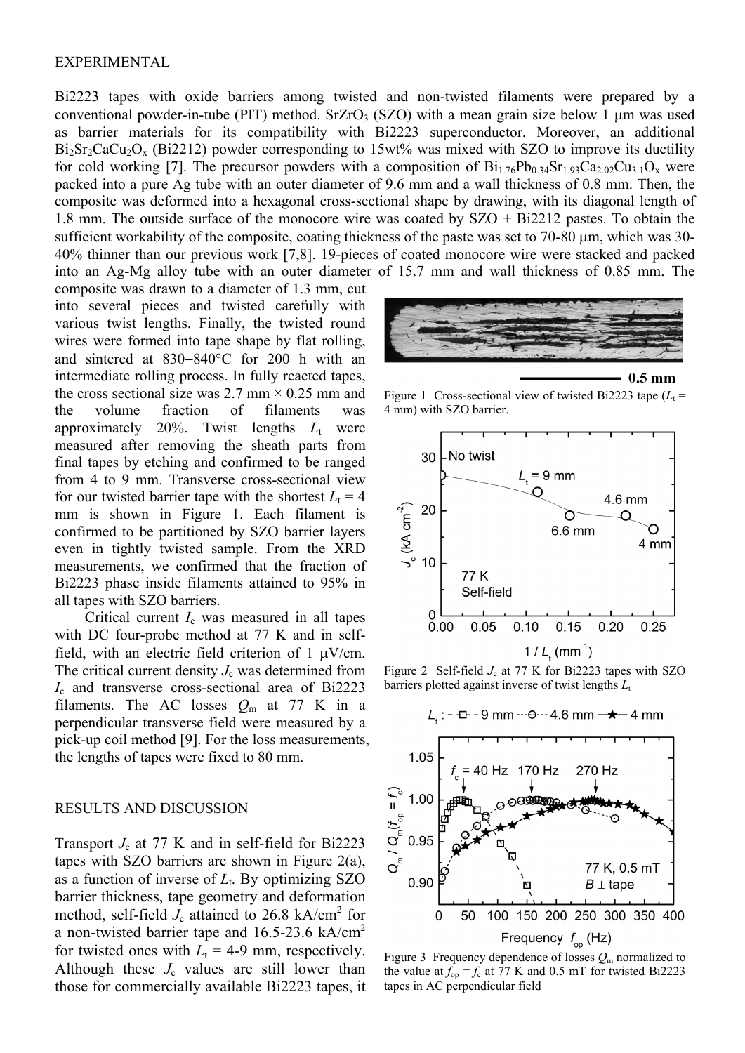## EXPERIMENTAL

Bi2223 tapes with oxide barriers among twisted and non-twisted filaments were prepared by a conventional powder-in-tube (PIT) method. $SrZrO_3$ (SZO) with a mean grain size below 1 μm was used as barrier materials for its compatibility with Bi2223 superconductor. Moreover, an additional $Bi_2Sr_2CaCu_2O_x$ (Bi2212) powder corresponding to 15wt% was mixed with SZO to improve its ductility for cold working [7]. The precursor powders with a composition of $Bi_{1.76}Pb_{0.34}Sr_{1.93}Ca_{2.02}Cu_{3.1}O_x$ were packed into a pure Ag tube with an outer diameter of 9.6 mm and a wall thickness of 0.8 mm. Then, the composite was deformed into a hexagonal cross-sectional shape by drawing, with its diagonal length of 1.8 mm. The outside surface of the monocore wire was coated by SZO + Bi2212 pastes. To obtain the sufficient workability of the composite, coating thickness of the paste was set to 70-80 μm, which was 30-40% thinner than our previous work [7,8]. 19-pieces of coated monocore wire were stacked and packed into an Ag-Mg alloy tube with an outer diameter of 15.7 mm and wall thickness of 0.85 mm. The composite was drawn to a diameter of 1.3 mm, cut into several pieces and twisted carefully with various twist lengths. Finally, the twisted round wires were formed into tape shape by flat rolling, and sintered at 830−840°C for 200 h with an intermediate rolling process. In fully reacted tapes, the cross sectional size was 2.7 mm × 0.25 mm and the volume fraction of filaments was approximately 20%. Twist lengths $L_t$ were measured after removing the sheath parts from final tapes by etching and confirmed to be ranged from 4 to 9 mm. Transverse cross-sectional view for our twisted barrier tape with the shortest $L_t$ = 4 mm is shown in Figure 1. Each filament is confirmed to be partitioned by SZO barrier layers even in tightly twisted sample. From the XRD measurements, we confirmed that the fraction of Bi2223 phase inside filaments attained to 95% in all tapes with SZO barriers.

Critical current $I_c$ was measured in all tapes with DC four-probe method at 77 K and in self-field, with an electric field criterion of 1 μV/cm. The critical current density $J_c$ was determined from $I_c$ and transverse cross-sectional area of Bi2223 filaments. The AC losses $Q_m$ at 77 K in a perpendicular transverse field were measured by a pick-up coil method [9]. For the loss measurements, the lengths of tapes were fixed to 80 mm.

Figure 1 Cross-sectional view of twisted Bi2223 tape ($L_t$ = 4 mm) with SZO barrier.

Figure 2 Self-field $J_c$ at 77 K for Bi2223 tapes with SZO barriers plotted against inverse of twist lengths $L_t$

Figure 3 Frequency dependence of losses $Q_m$ normalized to the value at $f_{op} = f_c$ at 77 K and 0.5 mT for twisted Bi2223 tapes in AC perpendicular field

## RESULTS AND DISCUSSION

Transport $J_c$ at 77 K and in self-field for Bi2223 tapes with SZO barriers are shown in Figure 2(a), as a function of inverse of $L_t$. By optimizing SZO barrier thickness, tape geometry and deformation method, self-field $J_c$ attained to 26.8 kA/cm$^2$ for a non-twisted barrier tape and 16.5-23.6 kA/cm$^2$ for twisted ones with $L_t$ = 4-9 mm, respectively. Although these $J_c$ values are still lower than those for commercially available Bi2223 tapes, it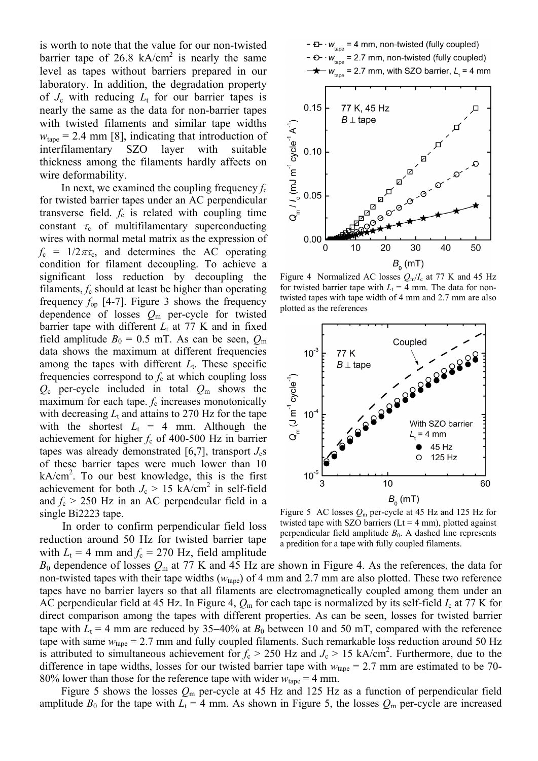is worth to note that the value for our non-twisted barrier tape of 26.8 kA/cm$^2$ is nearly the same level as tapes without barriers prepared in our laboratory. In addition, the degradation property of $J_c$ with reducing $L_t$ for our barrier tapes is nearly the same as the data for non-barrier tapes with twisted filaments and similar tape widths $w_{tape}$ = 2.4 mm [8], indicating that introduction of interfilamentary SZO layer with suitable thickness among the filaments hardly affects on wire deformability.

In next, we examined the coupling frequency $f_c$ for twisted barrier tapes under an AC perpendicular transverse field. $f_c$ is related with coupling time constant $\tau_c$ of multifilamentary superconducting wires with normal metal matrix as the expression of $f_c = 1/2\pi\tau_c$, and determines the AC operating condition for filament decoupling. To achieve a significant loss reduction by decoupling the filaments, $f_c$ should at least be higher than operating frequency $f_{op}$ [4-7]. Figure 3 shows the frequency dependence of losses $Q_m$ per-cycle for twisted barrier tape with different $L_t$ at 77 K and in fixed field amplitude $B_0$ = 0.5 mT. As can be seen, $Q_m$ data shows the maximum at different frequencies among the tapes with different $L_t$. These specific frequencies correspond to $f_c$ at which coupling loss $Q_c$ per-cycle included in total $Q_m$ shows the maximum for each tape. $f_c$ increases monotonically with decreasing $L_t$ and attains to 270 Hz for the tape with the shortest $L_t$ = 4 mm. Although the achievement for higher $f_c$ of 400-500 Hz in barrier tapes was already demonstrated [6,7], transport $J_c$s of these barrier tapes were much lower than 10 kA/cm$^2$. To our best knowledge, this is the first achievement for both $J_c$ > 15 kA/cm$^2$ in self-field and $f_c$ > 250 Hz in an AC perpendcular field in a single Bi2223 tape.

In order to confirm perpendicular field loss reduction around 50 Hz for twisted barrier tape with $L_t$ = 4 mm and $f_c$ = 270 Hz, field amplitude $B_0$ dependence of losses $Q_m$ at 77 K and 45 Hz are shown in Figure 4. As the references, the data for non-twisted tapes with their tape widths ($w_{tape}$) of 4 mm and 2.7 mm are also plotted. These two reference tapes have no barrier layers so that all filaments are electromagnetically coupled among them under an AC perpendicular field at 45 Hz. In Figure 4, $Q_m$ for each tape is normalized by its self-field $I_c$ at 77 K for direct comparison among the tapes with different properties. As can be seen, losses for twisted barrier tape with $L_t$ = 4 mm are reduced by 35–40% at $B_0$ between 10 and 50 mT, compared with the reference tape with same $w_{tape}$ = 2.7 mm and fully coupled filaments. Such remarkable loss reduction around 50 Hz is attributed to simultaneous achievement for $f_c$ > 250 Hz and $J_c$ > 15 kA/cm$^2$. Furthermore, due to the difference in tape widths, losses for our twisted barrier tape with $w_{tape}$ = 2.7 mm are estimated to be 70-80% lower than those for the reference tape with wider $w_{tape}$ = 4 mm.

Figure 4 Normalized AC losses $Q_m/I_c$ at 77 K and 45 Hz for twisted barrier tape with $L_t$ = 4 mm. The data for non-twisted tapes with tape width of 4 mm and 2.7 mm are also plotted as the references

Figure 5 AC losses $Q_m$ per-cycle at 45 Hz and 125 Hz for twisted tape with SZO barriers (Lt = 4 mm), plotted against perpendicular field amplitude $B_0$. A dashed line represents a predition for a tape with fully coupled filaments.

Figure 5 shows the losses $Q_m$ per-cycle at 45 Hz and 125 Hz as a function of perpendicular field amplitude $B_0$ for the tape with $L_t$ = 4 mm. As shown in Figure 5, the losses $Q_m$ per-cycle are increased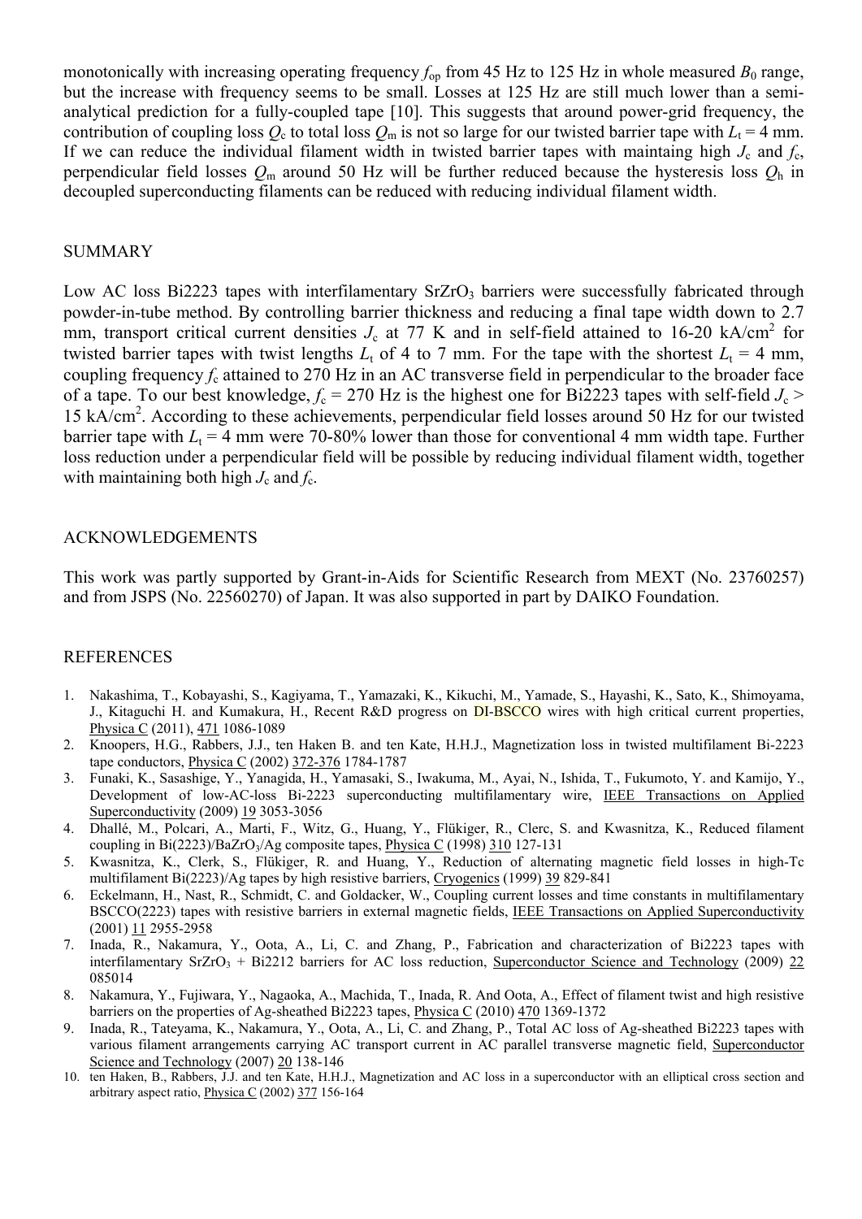monotonically with increasing operating frequency $f_{op}$ from 45 Hz to 125 Hz in whole measured $B_0$ range, but the increase with frequency seems to be small. Losses at 125 Hz are still much lower than a semi-analytical prediction for a fully-coupled tape [10]. This suggests that around power-grid frequency, the contribution of coupling loss $Q_c$ to total loss $Q_m$ is not so large for our twisted barrier tape with $L_t = 4$ mm. If we can reduce the individual filament width in twisted barrier tapes with maintaing high $J_c$ and $f_c$, perpendicular field losses $Q_m$ around 50 Hz will be further reduced because the hysteresis loss $Q_h$ in decoupled superconducting filaments can be reduced with reducing individual filament width.

## SUMMARY

Low AC loss Bi2223 tapes with interfilamentary $SrZrO_3$ barriers were successfully fabricated through powder-in-tube method. By controlling barrier thickness and reducing a final tape width down to 2.7 mm, transport critical current densities $J_c$ at 77 K and in self-field attained to 16-20 kA/cm$^2$ for twisted barrier tapes with twist lengths $L_t$ of 4 to 7 mm. For the tape with the shortest $L_t = 4$ mm, coupling frequency $f_c$ attained to 270 Hz in an AC transverse field in perpendicular to the broader face of a tape. To our best knowledge, $f_c = 270$ Hz is the highest one for Bi2223 tapes with self-field $J_c >$ 15 kA/cm$^2$. According to these achievements, perpendicular field losses around 50 Hz for our twisted barrier tape with $L_t = 4$ mm were 70-80% lower than those for conventional 4 mm width tape. Further loss reduction under a perpendicular field will be possible by reducing individual filament width, together with maintaining both high $J_c$ and $f_c$.

## ACKNOWLEDGEMENTS

This work was partly supported by Grant-in-Aids for Scientific Research from MEXT (No. 23760257) and from JSPS (No. 22560270) of Japan. It was also supported in part by DAIKO Foundation.

## REFERENCES

1. Nakashima, T., Kobayashi, S., Kagiyama, T., Yamazaki, K., Kikuchi, M., Yamade, S., Hayashi, K., Sato, K., Shimoyama, J., Kitaguchi H. and Kumakura, H., Recent R&D progress on DI-BSCCO wires with high critical current properties, Physica C (2011), 471 1086-1089
2. Knoopers, H.G., Rabbers, J.J., ten Haken B. and ten Kate, H.H.J., Magnetization loss in twisted multifilament Bi-2223 tape conductors, Physica C (2002) 372-376 1784-1787
3. Funaki, K., Sasashige, Y., Yanagida, H., Yamasaki, S., Iwakuma, M., Ayai, N., Ishida, T., Fukumoto, Y. and Kamijo, Y., Development of low-AC-loss Bi-2223 superconducting multifilamentary wire, IEEE Transactions on Applied Superconductivity (2009) 19 3053-3056
4. Dhallé, M., Polcari, A., Marti, F., Witz, G., Huang, Y., Flükiger, R., Clerc, S. and Kwasnitza, K., Reduced filament coupling in Bi(2223)/$BaZrO_3$/Ag composite tapes, Physica C (1998) 310 127-131
5. Kwasnitza, K., Clerk, S., Flükiger, R. and Huang, Y., Reduction of alternating magnetic field losses in high-Tc multifilament Bi(2223)/Ag tapes by high resistive barriers, Cryogenics (1999) 39 829-841
6. Eckelmann, H., Nast, R., Schmidt, C. and Goldacker, W., Coupling current losses and time constants in multifilamentary BSCCO(2223) tapes with resistive barriers in external magnetic fields, IEEE Transactions on Applied Superconductivity (2001) 11 2955-2958
7. Inada, R., Nakamura, Y., Oota, A., Li, C. and Zhang, P., Fabrication and characterization of Bi2223 tapes with interfilamentary $SrZrO_3$ + Bi2212 barriers for AC loss reduction, Superconductor Science and Technology (2009) 22 085014
8. Nakamura, Y., Fujiwara, Y., Nagaoka, A., Machida, T., Inada, R. And Oota, A., Effect of filament twist and high resistive barriers on the properties of Ag-sheathed Bi2223 tapes, Physica C (2010) 470 1369-1372
9. Inada, R., Tateyama, K., Nakamura, Y., Oota, A., Li, C. and Zhang, P., Total AC loss of Ag-sheathed Bi2223 tapes with various filament arrangements carrying AC transport current in AC parallel transverse magnetic field, Superconductor Science and Technology (2007) 20 138-146
10. ten Haken, B., Rabbers, J.J. and ten Kate, H.H.J., Magnetization and AC loss in a superconductor with an elliptical cross section and arbitrary aspect ratio, Physica C (2002) 377 156-164